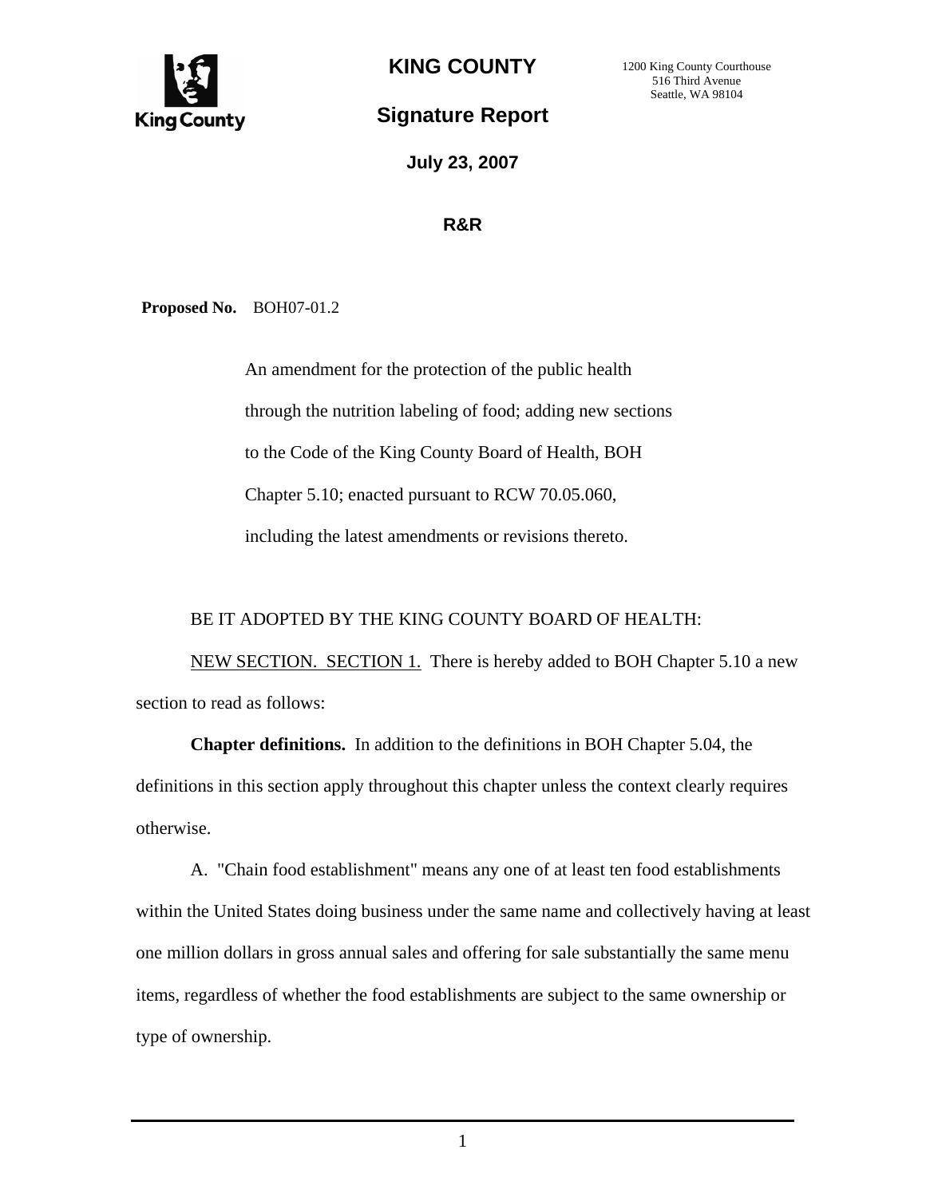# KING COUNTY

1200 King County Courthouse
516 Third Avenue
Seattle, WA 98104

## Signature Report

**July 23, 2007**

**R&R**

**Proposed No.** BOH07-01.2

An amendment for the protection of the public health through the nutrition labeling of food; adding new sections to the Code of the King County Board of Health, BOH Chapter 5.10; enacted pursuant to RCW 70.05.060, including the latest amendments or revisions thereto.

BE IT ADOPTED BY THE KING COUNTY BOARD OF HEALTH:

NEW SECTION. SECTION 1. There is hereby added to BOH Chapter 5.10 a new section to read as follows:

**Chapter definitions.** In addition to the definitions in BOH Chapter 5.04, the definitions in this section apply throughout this chapter unless the context clearly requires otherwise.

A. "Chain food establishment" means any one of at least ten food establishments within the United States doing business under the same name and collectively having at least one million dollars in gross annual sales and offering for sale substantially the same menu items, regardless of whether the food establishments are subject to the same ownership or type of ownership.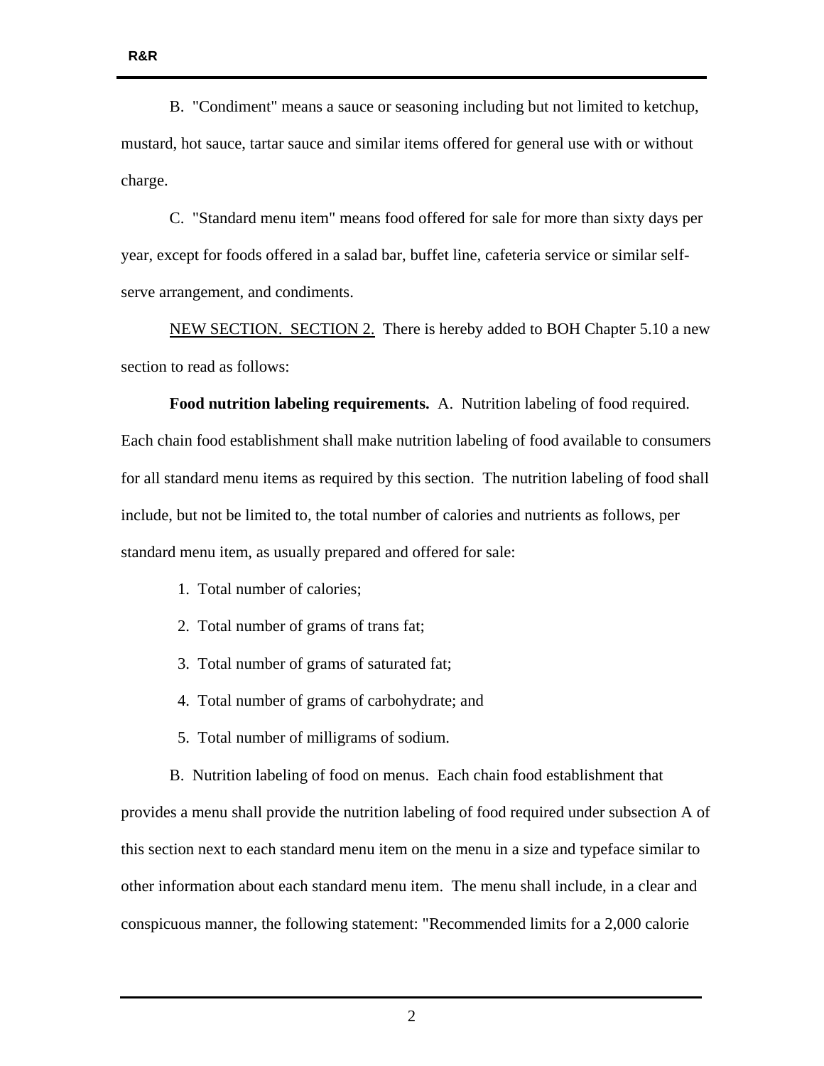B. "Condiment" means a sauce or seasoning including but not limited to ketchup, mustard, hot sauce, tartar sauce and similar items offered for general use with or without charge.

C. "Standard menu item" means food offered for sale for more than sixty days per year, except for foods offered in a salad bar, buffet line, cafeteria service or similar self-serve arrangement, and condiments.

<u>NEW SECTION. SECTION 2.</u> There is hereby added to BOH Chapter 5.10 a new section to read as follows:

**Food nutrition labeling requirements.** A. Nutrition labeling of food required. Each chain food establishment shall make nutrition labeling of food available to consumers for all standard menu items as required by this section. The nutrition labeling of food shall include, but not be limited to, the total number of calories and nutrients as follows, per standard menu item, as usually prepared and offered for sale:

1. Total number of calories;
2. Total number of grams of trans fat;
3. Total number of grams of saturated fat;
4. Total number of grams of carbohydrate; and
5. Total number of milligrams of sodium.

B. Nutrition labeling of food on menus. Each chain food establishment that provides a menu shall provide the nutrition labeling of food required under subsection A of this section next to each standard menu item on the menu in a size and typeface similar to other information about each standard menu item. The menu shall include, in a clear and conspicuous manner, the following statement: "Recommended limits for a 2,000 calorie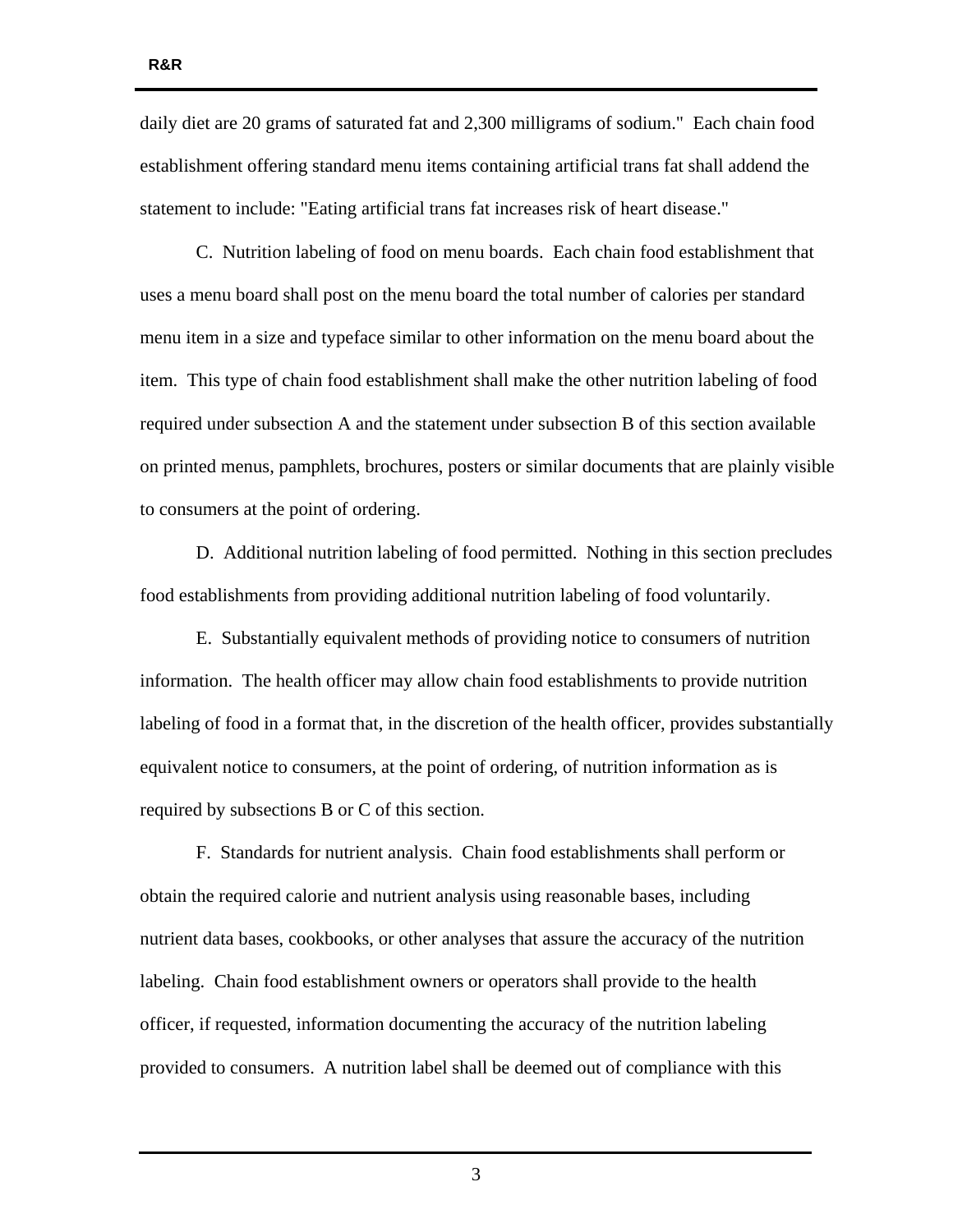daily diet are 20 grams of saturated fat and 2,300 milligrams of sodium." Each chain food establishment offering standard menu items containing artificial trans fat shall addend the statement to include: "Eating artificial trans fat increases risk of heart disease."

C. Nutrition labeling of food on menu boards. Each chain food establishment that uses a menu board shall post on the menu board the total number of calories per standard menu item in a size and typeface similar to other information on the menu board about the item. This type of chain food establishment shall make the other nutrition labeling of food required under subsection A and the statement under subsection B of this section available on printed menus, pamphlets, brochures, posters or similar documents that are plainly visible to consumers at the point of ordering.

D. Additional nutrition labeling of food permitted. Nothing in this section precludes food establishments from providing additional nutrition labeling of food voluntarily.

E. Substantially equivalent methods of providing notice to consumers of nutrition information. The health officer may allow chain food establishments to provide nutrition labeling of food in a format that, in the discretion of the health officer, provides substantially equivalent notice to consumers, at the point of ordering, of nutrition information as is required by subsections B or C of this section.

F. Standards for nutrient analysis. Chain food establishments shall perform or obtain the required calorie and nutrient analysis using reasonable bases, including nutrient data bases, cookbooks, or other analyses that assure the accuracy of the nutrition labeling. Chain food establishment owners or operators shall provide to the health officer, if requested, information documenting the accuracy of the nutrition labeling provided to consumers. A nutrition label shall be deemed out of compliance with this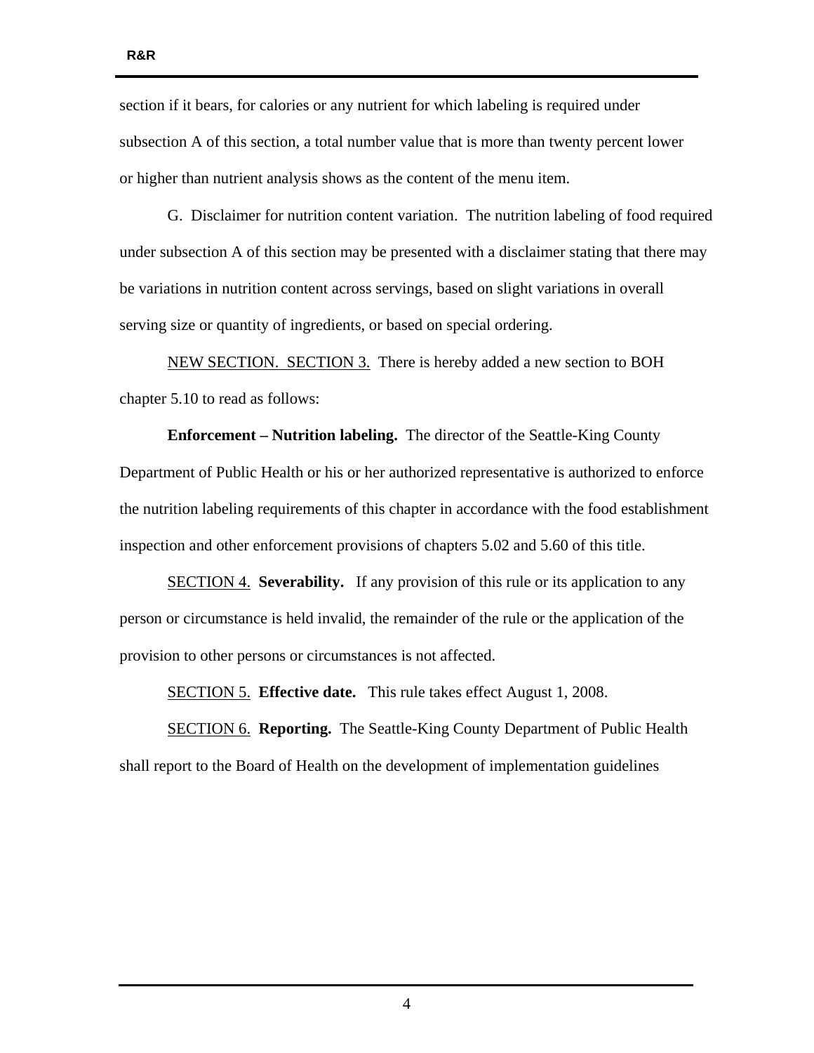section if it bears, for calories or any nutrient for which labeling is required under subsection A of this section, a total number value that is more than twenty percent lower or higher than nutrient analysis shows as the content of the menu item.

G. Disclaimer for nutrition content variation. The nutrition labeling of food required under subsection A of this section may be presented with a disclaimer stating that there may be variations in nutrition content across servings, based on slight variations in overall serving size or quantity of ingredients, or based on special ordering.

<u>NEW SECTION. SECTION 3.</u> There is hereby added a new section to BOH chapter 5.10 to read as follows:

**Enforcement – Nutrition labeling.** The director of the Seattle-King County Department of Public Health or his or her authorized representative is authorized to enforce the nutrition labeling requirements of this chapter in accordance with the food establishment inspection and other enforcement provisions of chapters 5.02 and 5.60 of this title.

<u>SECTION 4.</u> **Severability.** If any provision of this rule or its application to any person or circumstance is held invalid, the remainder of the rule or the application of the provision to other persons or circumstances is not affected.

<u>SECTION 5.</u> **Effective date.** This rule takes effect August 1, 2008.

<u>SECTION 6.</u> **Reporting.** The Seattle-King County Department of Public Health shall report to the Board of Health on the development of implementation guidelines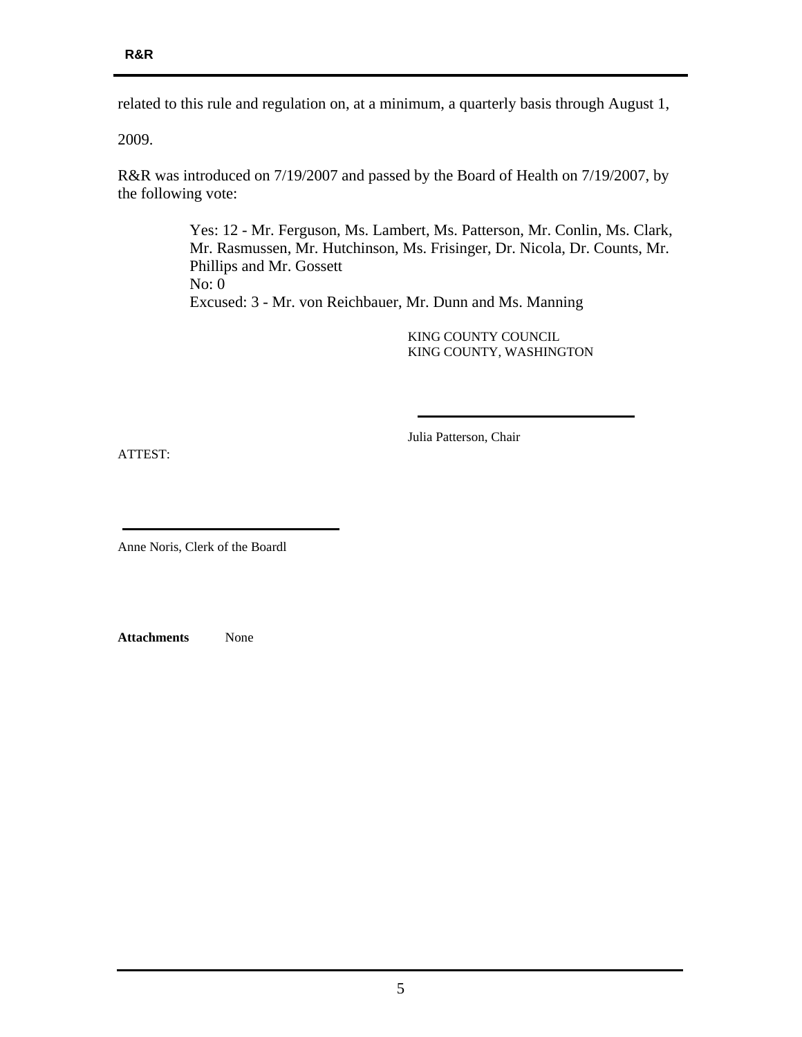related to this rule and regulation on, at a minimum, a quarterly basis through August 1, 2009.

R&R was introduced on 7/19/2007 and passed by the Board of Health on 7/19/2007, by the following vote:

> Yes: 12 - Mr. Ferguson, Ms. Lambert, Ms. Patterson, Mr. Conlin, Ms. Clark, Mr. Rasmussen, Mr. Hutchinson, Ms. Frisinger, Dr. Nicola, Dr. Counts, Mr. Phillips and Mr. Gossett
> No: 0
> Excused: 3 - Mr. von Reichbauer, Mr. Dunn and Ms. Manning

KING COUNTY COUNCIL
KING COUNTY, WASHINGTON

Julia Patterson, Chair

ATTEST:

Anne Noris, Clerk of the Boardl

**Attachments** None